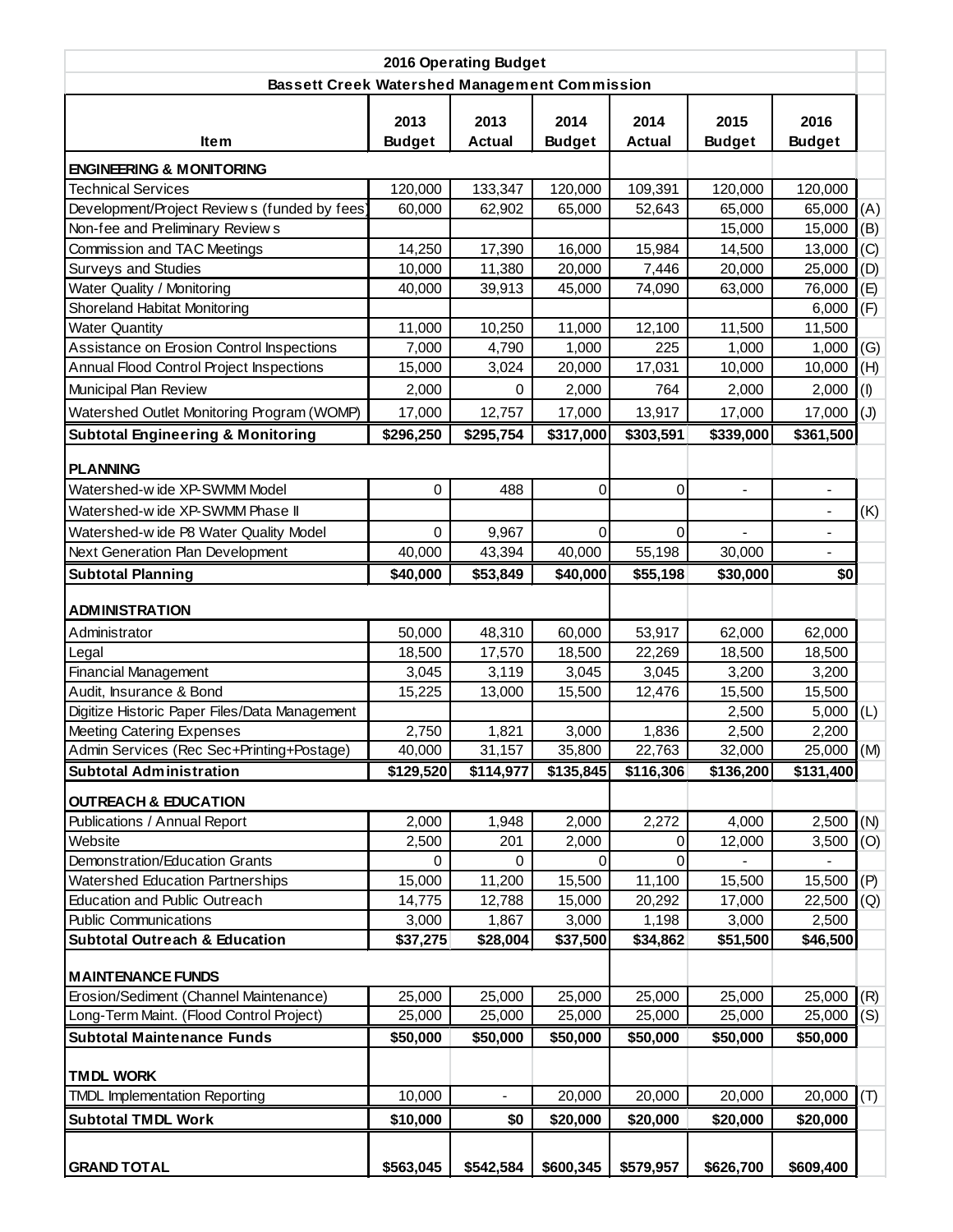# 2016 Operating Budget

## Bassett Creek Watershed Management Commission

| Item | 2013 Budget | 2013 Actual | 2014 Budget | 2014 Actual | 2015 Budget | 2016 Budget | |
|---|---|---|---|---|---|---|---|
| **ENGINEERING & MONITORING** | | | | | | | |
| Technical Services | 120,000 | 133,347 | 120,000 | 109,391 | 120,000 | 120,000 | |
| Development/Project Reviews (funded by fees) | 60,000 | 62,902 | 65,000 | 52,643 | 65,000 | 65,000 | (A) |
| Non-fee and Preliminary Reviews | | | | | 15,000 | 15,000 | (B) |
| Commission and TAC Meetings | 14,250 | 17,390 | 16,000 | 15,984 | 14,500 | 13,000 | (C) |
| Surveys and Studies | 10,000 | 11,380 | 20,000 | 7,446 | 20,000 | 25,000 | (D) |
| Water Quality / Monitoring | 40,000 | 39,913 | 45,000 | 74,090 | 63,000 | 76,000 | (E) |
| Shoreland Habitat Monitoring | | | | | | 6,000 | (F) |
| Water Quantity | 11,000 | 10,250 | 11,000 | 12,100 | 11,500 | 11,500 | |
| Assistance on Erosion Control Inspections | 7,000 | 4,790 | 1,000 | 225 | 1,000 | 1,000 | (G) |
| Annual Flood Control Project Inspections | 15,000 | 3,024 | 20,000 | 17,031 | 10,000 | 10,000 | (H) |
| Municipal Plan Review | 2,000 | 0 | 2,000 | 764 | 2,000 | 2,000 | (I) |
| Watershed Outlet Monitoring Program (WOMP) | 17,000 | 12,757 | 17,000 | 13,917 | 17,000 | 17,000 | (J) |
| **Subtotal Engineering & Monitoring** | **$296,250** | **$295,754** | **$317,000** | **$303,591** | **$339,000** | **$361,500** | |
| **PLANNING** | | | | | | | |
| Watershed-wide XP-SWMM Model | 0 | 488 | 0 | 0 | - | - | |
| Watershed-wide XP-SWMM Phase II | | | | | | - | (K) |
| Watershed-wide P8 Water Quality Model | 0 | 9,967 | 0 | 0 | - | - | |
| Next Generation Plan Development | 40,000 | 43,394 | 40,000 | 55,198 | 30,000 | - | |
| **Subtotal Planning** | **$40,000** | **$53,849** | **$40,000** | **$55,198** | **$30,000** | **$0** | |
| **ADMINISTRATION** | | | | | | | |
| Administrator | 50,000 | 48,310 | 60,000 | 53,917 | 62,000 | 62,000 | |
| Legal | 18,500 | 17,570 | 18,500 | 22,269 | 18,500 | 18,500 | |
| Financial Management | 3,045 | 3,119 | 3,045 | 3,045 | 3,200 | 3,200 | |
| Audit, Insurance & Bond | 15,225 | 13,000 | 15,500 | 12,476 | 15,500 | 15,500 | |
| Digitize Historic Paper Files/Data Management | | | | | 2,500 | 5,000 | (L) |
| Meeting Catering Expenses | 2,750 | 1,821 | 3,000 | 1,836 | 2,500 | 2,200 | |
| Admin Services (Rec Sec+Printing+Postage) | 40,000 | 31,157 | 35,800 | 22,763 | 32,000 | 25,000 | (M) |
| **Subtotal Administration** | **$129,520** | **$114,977** | **$135,845** | **$116,306** | **$136,200** | **$131,400** | |
| **OUTREACH & EDUCATION** | | | | | | | |
| Publications / Annual Report | 2,000 | 1,948 | 2,000 | 2,272 | 4,000 | 2,500 | (N) |
| Website | 2,500 | 201 | 2,000 | 0 | 12,000 | 3,500 | (O) |
| Demonstration/Education Grants | 0 | 0 | 0 | 0 | - | - | |
| Watershed Education Partnerships | 15,000 | 11,200 | 15,500 | 11,100 | 15,500 | 15,500 | (P) |
| Education and Public Outreach | 14,775 | 12,788 | 15,000 | 20,292 | 17,000 | 22,500 | (Q) |
| Public Communications | 3,000 | 1,867 | 3,000 | 1,198 | 3,000 | 2,500 | |
| **Subtotal Outreach & Education** | **$37,275** | **$28,004** | **$37,500** | **$34,862** | **$51,500** | **$46,500** | |
| **MAINTENANCE FUNDS** | | | | | | | |
| Erosion/Sediment (Channel Maintenance) | 25,000 | 25,000 | 25,000 | 25,000 | 25,000 | 25,000 | (R) |
| Long-Term Maint. (Flood Control Project) | 25,000 | 25,000 | 25,000 | 25,000 | 25,000 | 25,000 | (S) |
| **Subtotal Maintenance Funds** | **$50,000** | **$50,000** | **$50,000** | **$50,000** | **$50,000** | **$50,000** | |
| **TMDL WORK** | | | | | | | |
| TMDL Implementation Reporting | 10,000 | - | 20,000 | 20,000 | 20,000 | 20,000 | (T) |
| **Subtotal TMDL Work** | **$10,000** | **$0** | **$20,000** | **$20,000** | **$20,000** | **$20,000** | |
| **GRAND TOTAL** | **$563,045** | **$542,584** | **$600,345** | **$579,957** | **$626,700** | **$609,400** | |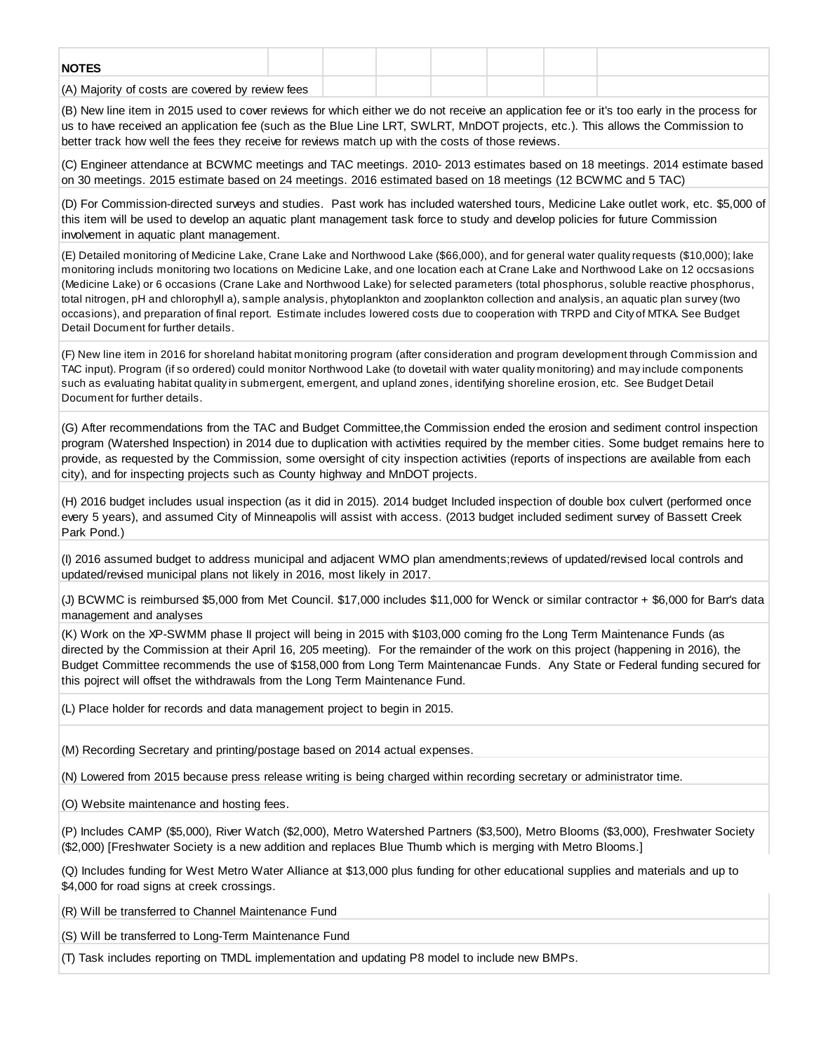**NOTES**

(A) Majority of costs are covered by review fees

(B) New line item in 2015 used to cover reviews for which either we do not receive an application fee or it's too early in the process for us to have received an application fee (such as the Blue Line LRT, SWLRT, MnDOT projects, etc.). This allows the Commission to better track how well the fees they receive for reviews match up with the costs of those reviews.

(C) Engineer attendance at BCWMC meetings and TAC meetings. 2010- 2013 estimates based on 18 meetings. 2014 estimate based on 30 meetings. 2015 estimate based on 24 meetings. 2016 estimated based on 18 meetings (12 BCWMC and 5 TAC)

(D) For Commission-directed surveys and studies. Past work has included watershed tours, Medicine Lake outlet work, etc. $5,000 of this item will be used to develop an aquatic plant management task force to study and develop policies for future Commission involvement in aquatic plant management.

(E) Detailed monitoring of Medicine Lake, Crane Lake and Northwood Lake ($66,000), and for general water quality requests ($10,000); lake monitoring includs monitoring two locations on Medicine Lake, and one location each at Crane Lake and Northwood Lake on 12 occsasions (Medicine Lake) or 6 occasions (Crane Lake and Northwood Lake) for selected parameters (total phosphorus, soluble reactive phosphorus, total nitrogen, pH and chlorophyll a), sample analysis, phytoplankton and zooplankton collection and analysis, an aquatic plan survey (two occasions), and preparation of final report. Estimate includes lowered costs due to cooperation with TRPD and City of MTKA. See Budget Detail Document for further details.

(F) New line item in 2016 for shoreland habitat monitoring program (after consideration and program development through Commission and TAC input). Program (if so ordered) could monitor Northwood Lake (to dovetail with water quality monitoring) and may include components such as evaluating habitat quality in submergent, emergent, and upland zones, identifying shoreline erosion, etc. See Budget Detail Document for further details.

(G) After recommendations from the TAC and Budget Committee,the Commission ended the erosion and sediment control inspection program (Watershed Inspection) in 2014 due to duplication with activities required by the member cities. Some budget remains here to provide, as requested by the Commission, some oversight of city inspection activities (reports of inspections are available from each city), and for inspecting projects such as County highway and MnDOT projects.

(H) 2016 budget includes usual inspection (as it did in 2015). 2014 budget Included inspection of double box culvert (performed once every 5 years), and assumed City of Minneapolis will assist with access. (2013 budget included sediment survey of Bassett Creek Park Pond.)

(I) 2016 assumed budget to address municipal and adjacent WMO plan amendments;reviews of updated/revised local controls and updated/revised municipal plans not likely in 2016, most likely in 2017.

(J) BCWMC is reimbursed $5,000 from Met Council. $17,000 includes $11,000 for Wenck or similar contractor + $6,000 for Barr's data management and analyses

(K) Work on the XP-SWMM phase II project will being in 2015 with $103,000 coming fro the Long Term Maintenance Funds (as directed by the Commission at their April 16, 205 meeting). For the remainder of the work on this project (happening in 2016), the Budget Committee recommends the use of $158,000 from Long Term Maintenancae Funds. Any State or Federal funding secured for this pojrect will offset the withdrawals from the Long Term Maintenance Fund.

(L) Place holder for records and data management project to begin in 2015.

(M) Recording Secretary and printing/postage based on 2014 actual expenses.

(N) Lowered from 2015 because press release writing is being charged within recording secretary or administrator time.

(O) Website maintenance and hosting fees.

(P) Includes CAMP ($5,000), River Watch ($2,000), Metro Watershed Partners ($3,500), Metro Blooms ($3,000), Freshwater Society ($2,000) [Freshwater Society is a new addition and replaces Blue Thumb which is merging with Metro Blooms.]

(Q) Includes funding for West Metro Water Alliance at $13,000 plus funding for other educational supplies and materials and up to $4,000 for road signs at creek crossings.

(R) Will be transferred to Channel Maintenance Fund

(S) Will be transferred to Long-Term Maintenance Fund

(T) Task includes reporting on TMDL implementation and updating P8 model to include new BMPs.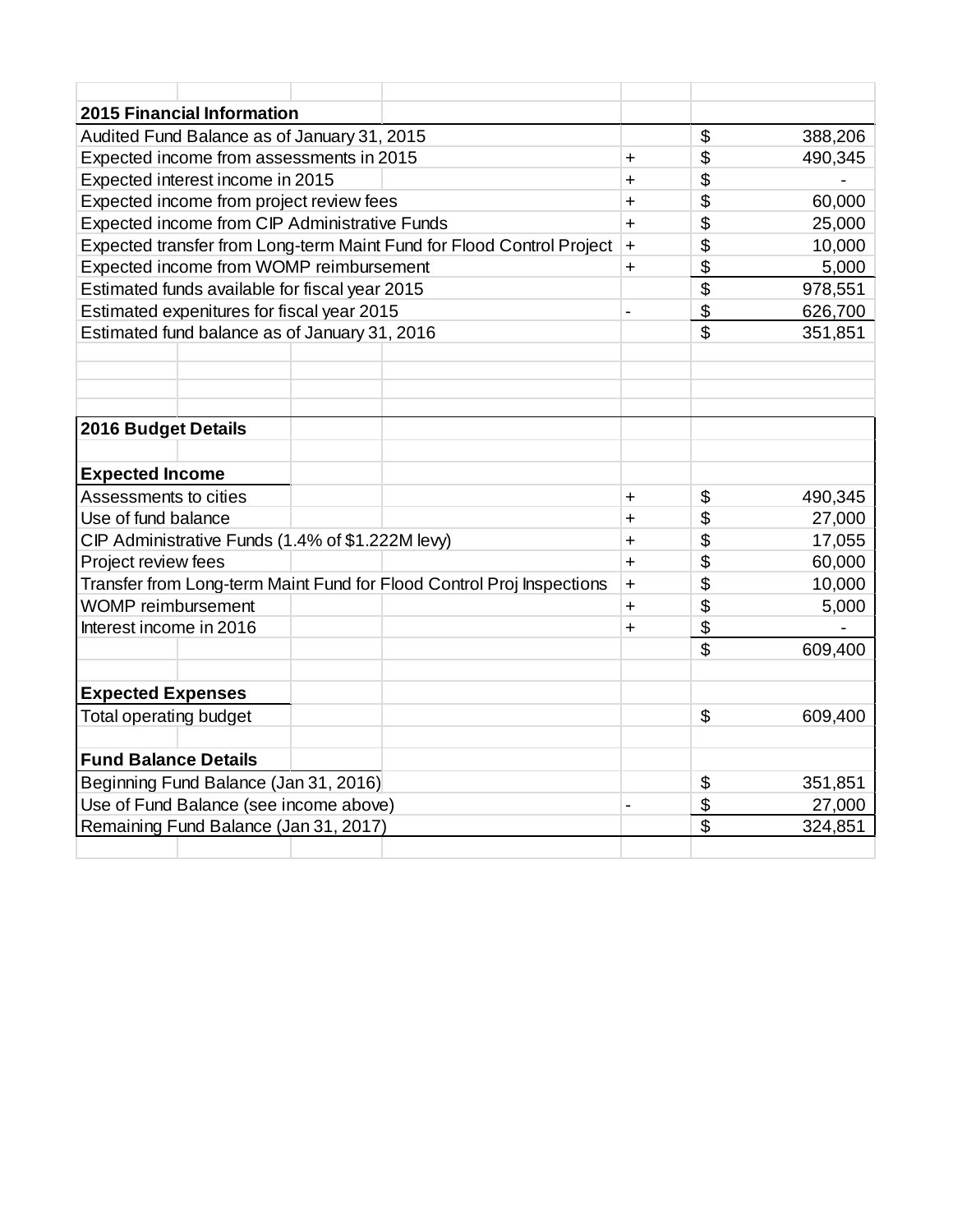**2015 Financial Information**

| Item | | | Amount |
|---|---|---|---|
| Audited Fund Balance as of January 31, 2015 | | $ | 388,206 |
| Expected income from assessments in 2015 | + | $ | 490,345 |
| Expected interest income in 2015 | + | $ | - |
| Expected income from project review fees | + | $ | 60,000 |
| Expected income from CIP Administrative Funds | + | $ | 25,000 |
| Expected transfer from Long-term Maint Fund for Flood Control Project | + | $ | 10,000 |
| Expected income from WOMP reimbursement | + | $ | 5,000 |
| Estimated funds available for fiscal year 2015 | | $ | 978,551 |
| Estimated expenitures for fiscal year 2015 | - | $ | 626,700 |
| Estimated fund balance as of January 31, 2016 | | $ | 351,851 |

**2016 Budget Details**

**Expected Income**

| Item | | | Amount |
|---|---|---|---|
| Assessments to cities | + | $ | 490,345 |
| Use of fund balance | + | $ | 27,000 |
| CIP Administrative Funds (1.4% of $1.222M levy) | + | $ | 17,055 |
| Project review fees | + | $ | 60,000 |
| Transfer from Long-term Maint Fund for Flood Control Proj Inspections | + | $ | 10,000 |
| WOMP reimbursement | + | $ | 5,000 |
| Interest income in 2016 | + | $ | - |
| | | $ | 609,400 |

**Expected Expenses**

| Item | | | Amount |
|---|---|---|---|
| Total operating budget | | $ | 609,400 |

**Fund Balance Details**

| Item | | | Amount |
|---|---|---|---|
| Beginning Fund Balance (Jan 31, 2016) | | $ | 351,851 |
| Use of Fund Balance (see income above) | - | $ | 27,000 |
| Remaining Fund Balance (Jan 31, 2017) | | $ | 324,851 |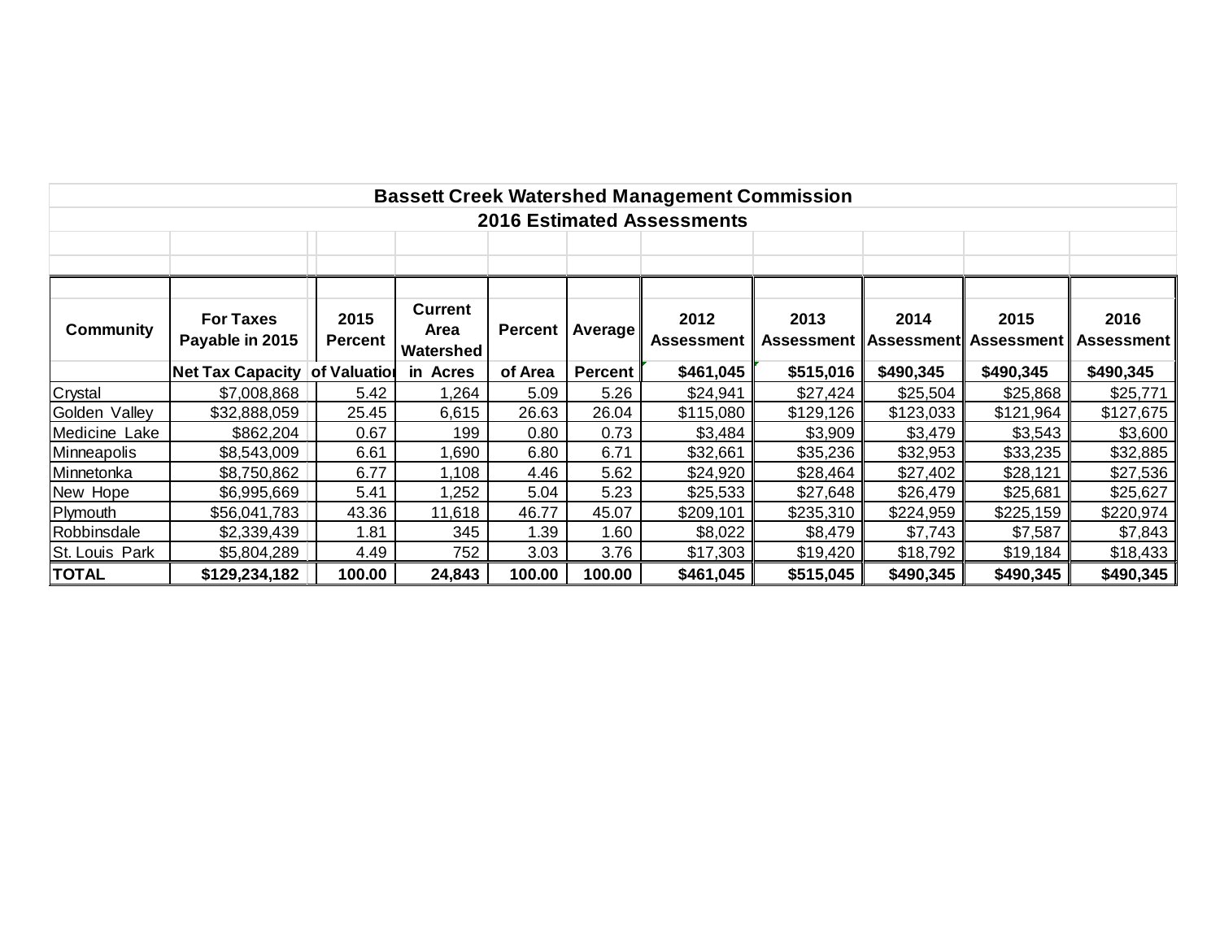## Bassett Creek Watershed Management Commission

## 2016 Estimated Assessments

| Community | For Taxes Payable in 2015 | 2015 Percent | Current Area Watershed | Percent | Average | 2012 Assessment | 2013 Assessment | 2014 Assessment | 2015 Assessment | 2016 Assessment |
|---|---|---|---|---|---|---|---|---|---|---|
| | Net Tax Capacity | of Valuation | in Acres | of Area | Percent | $461,045 | $515,016 | $490,345 | $490,345 | $490,345 |
| Crystal | $7,008,868 | 5.42 | 1,264 | 5.09 | 5.26 | $24,941 | $27,424 | $25,504 | $25,868 | $25,771 |
| Golden Valley | $32,888,059 | 25.45 | 6,615 | 26.63 | 26.04 | $115,080 | $129,126 | $123,033 | $121,964 | $127,675 |
| Medicine Lake | $862,204 | 0.67 | 199 | 0.80 | 0.73 | $3,484 | $3,909 | $3,479 | $3,543 | $3,600 |
| Minneapolis | $8,543,009 | 6.61 | 1,690 | 6.80 | 6.71 | $32,661 | $35,236 | $32,953 | $33,235 | $32,885 |
| Minnetonka | $8,750,862 | 6.77 | 1,108 | 4.46 | 5.62 | $24,920 | $28,464 | $27,402 | $28,121 | $27,536 |
| New Hope | $6,995,669 | 5.41 | 1,252 | 5.04 | 5.23 | $25,533 | $27,648 | $26,479 | $25,681 | $25,627 |
| Plymouth | $56,041,783 | 43.36 | 11,618 | 46.77 | 45.07 | $209,101 | $235,310 | $224,959 | $225,159 | $220,974 |
| Robbinsdale | $2,339,439 | 1.81 | 345 | 1.39 | 1.60 | $8,022 | $8,479 | $7,743 | $7,587 | $7,843 |
| St. Louis Park | $5,804,289 | 4.49 | 752 | 3.03 | 3.76 | $17,303 | $19,420 | $18,792 | $19,184 | $18,433 |
| **TOTAL** | **$129,234,182** | **100.00** | **24,843** | **100.00** | **100.00** | **$461,045** | **$515,045** | **$490,345** | **$490,345** | **$490,345** |